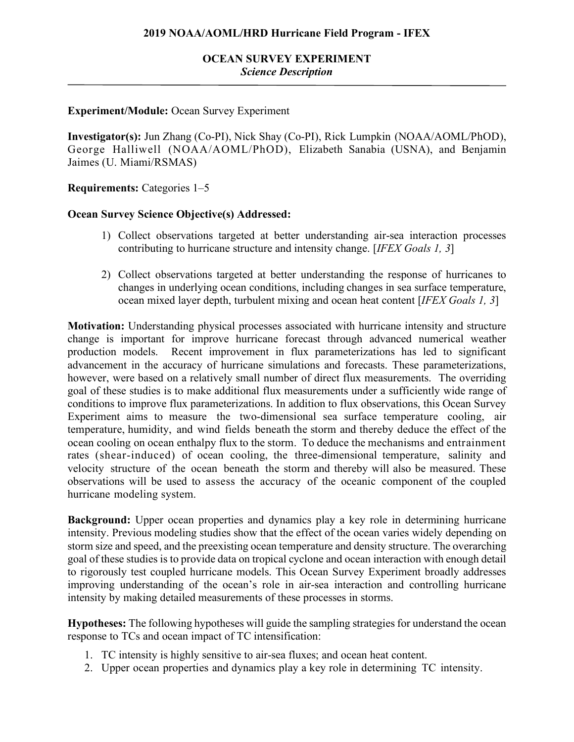**2019 NOAA/AOML/HRD Hurricane Field Program - IFEX**

# OCEAN SURVEY EXPERIMENT
*Science Description*

---

**Experiment/Module:** Ocean Survey Experiment

**Investigator(s):** Jun Zhang (Co-PI), Nick Shay (Co-PI), Rick Lumpkin (NOAA/AOML/PhOD), George Halliwell (NOAA/AOML/PhOD), Elizabeth Sanabia (USNA), and Benjamin Jaimes (U. Miami/RSMAS)

**Requirements:** Categories 1–5

**Ocean Survey Science Objective(s) Addressed:**

1) Collect observations targeted at better understanding air-sea interaction processes contributing to hurricane structure and intensity change. [*IFEX Goals 1, 3*]

2) Collect observations targeted at better understanding the response of hurricanes to changes in underlying ocean conditions, including changes in sea surface temperature, ocean mixed layer depth, turbulent mixing and ocean heat content [*IFEX Goals 1, 3*]

**Motivation:** Understanding physical processes associated with hurricane intensity and structure change is important for improve hurricane forecast through advanced numerical weather production models. Recent improvement in flux parameterizations has led to significant advancement in the accuracy of hurricane simulations and forecasts. These parameterizations, however, were based on a relatively small number of direct flux measurements. The overriding goal of these studies is to make additional flux measurements under a sufficiently wide range of conditions to improve flux parameterizations. In addition to flux observations, this Ocean Survey Experiment aims to measure the two-dimensional sea surface temperature cooling, air temperature, humidity, and wind fields beneath the storm and thereby deduce the effect of the ocean cooling on ocean enthalpy flux to the storm. To deduce the mechanisms and entrainment rates (shear-induced) of ocean cooling, the three-dimensional temperature, salinity and velocity structure of the ocean beneath the storm and thereby will also be measured. These observations will be used to assess the accuracy of the oceanic component of the coupled hurricane modeling system.

**Background:** Upper ocean properties and dynamics play a key role in determining hurricane intensity. Previous modeling studies show that the effect of the ocean varies widely depending on storm size and speed, and the preexisting ocean temperature and density structure. The overarching goal of these studies is to provide data on tropical cyclone and ocean interaction with enough detail to rigorously test coupled hurricane models. This Ocean Survey Experiment broadly addresses improving understanding of the ocean's role in air-sea interaction and controlling hurricane intensity by making detailed measurements of these processes in storms.

**Hypotheses:** The following hypotheses will guide the sampling strategies for understand the ocean response to TCs and ocean impact of TC intensification:

1. TC intensity is highly sensitive to air-sea fluxes; and ocean heat content.
2. Upper ocean properties and dynamics play a key role in determining TC intensity.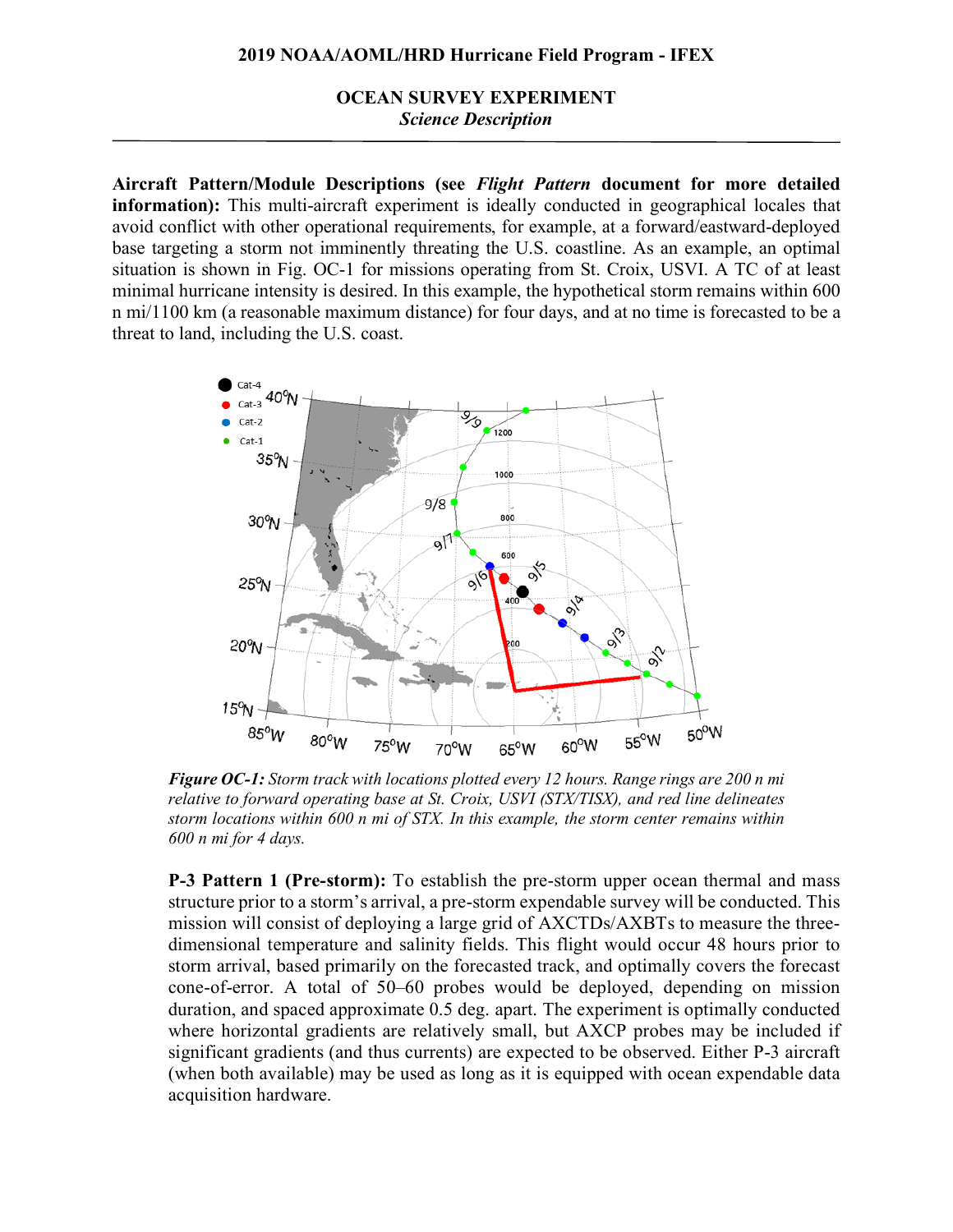## 2019 NOAA/AOML/HRD Hurricane Field Program - IFEX

## OCEAN SURVEY EXPERIMENT

*Science Description*

---

**Aircraft Pattern/Module Descriptions (see *Flight Pattern* document for more detailed information):** This multi-aircraft experiment is ideally conducted in geographical locales that avoid conflict with other operational requirements, for example, at a forward/eastward-deployed base targeting a storm not imminently threating the U.S. coastline. As an example, an optimal situation is shown in Fig. OC-1 for missions operating from St. Croix, USVI. A TC of at least minimal hurricane intensity is desired. In this example, the hypothetical storm remains within 600 n mi/1100 km (a reasonable maximum distance) for four days, and at no time is forecasted to be a threat to land, including the U.S. coast.

***Figure OC-1:*** *Storm track with locations plotted every 12 hours. Range rings are 200 n mi relative to forward operating base at St. Croix, USVI (STX/TISX), and red line delineates storm locations within 600 n mi of STX. In this example, the storm center remains within 600 n mi for 4 days.*

**P-3 Pattern 1 (Pre-storm):** To establish the pre-storm upper ocean thermal and mass structure prior to a storm's arrival, a pre-storm expendable survey will be conducted. This mission will consist of deploying a large grid of AXCTDs/AXBTs to measure the three-dimensional temperature and salinity fields. This flight would occur 48 hours prior to storm arrival, based primarily on the forecasted track, and optimally covers the forecast cone-of-error. A total of 50–60 probes would be deployed, depending on mission duration, and spaced approximate 0.5 deg. apart. The experiment is optimally conducted where horizontal gradients are relatively small, but AXCP probes may be included if significant gradients (and thus currents) are expected to be observed. Either P-3 aircraft (when both available) may be used as long as it is equipped with ocean expendable data acquisition hardware.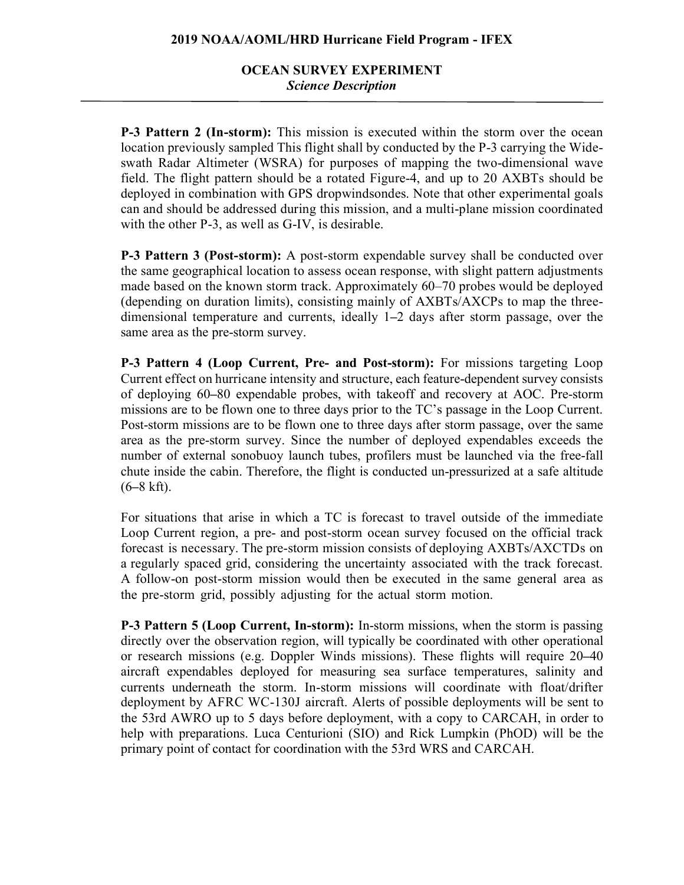**P-3 Pattern 2 (In-storm):** This mission is executed within the storm over the ocean location previously sampled This flight shall by conducted by the P-3 carrying the Wide-swath Radar Altimeter (WSRA) for purposes of mapping the two-dimensional wave field. The flight pattern should be a rotated Figure-4, and up to 20 AXBTs should be deployed in combination with GPS dropwindsondes. Note that other experimental goals can and should be addressed during this mission, and a multi-plane mission coordinated with the other P-3, as well as G-IV, is desirable.

**P-3 Pattern 3 (Post-storm):** A post-storm expendable survey shall be conducted over the same geographical location to assess ocean response, with slight pattern adjustments made based on the known storm track. Approximately 60–70 probes would be deployed (depending on duration limits), consisting mainly of AXBTs/AXCPs to map the three-dimensional temperature and currents, ideally 1–2 days after storm passage, over the same area as the pre-storm survey.

**P-3 Pattern 4 (Loop Current, Pre- and Post-storm):** For missions targeting Loop Current effect on hurricane intensity and structure, each feature-dependent survey consists of deploying 60–80 expendable probes, with takeoff and recovery at AOC. Pre-storm missions are to be flown one to three days prior to the TC's passage in the Loop Current. Post-storm missions are to be flown one to three days after storm passage, over the same area as the pre-storm survey. Since the number of deployed expendables exceeds the number of external sonobuoy launch tubes, profilers must be launched via the free-fall chute inside the cabin. Therefore, the flight is conducted un-pressurized at a safe altitude (6–8 kft).

For situations that arise in which a TC is forecast to travel outside of the immediate Loop Current region, a pre- and post-storm ocean survey focused on the official track forecast is necessary. The pre-storm mission consists of deploying AXBTs/AXCTDs on a regularly spaced grid, considering the uncertainty associated with the track forecast. A follow-on post-storm mission would then be executed in the same general area as the pre-storm grid, possibly adjusting for the actual storm motion.

**P-3 Pattern 5 (Loop Current, In-storm):** In-storm missions, when the storm is passing directly over the observation region, will typically be coordinated with other operational or research missions (e.g. Doppler Winds missions). These flights will require 20–40 aircraft expendables deployed for measuring sea surface temperatures, salinity and currents underneath the storm. In-storm missions will coordinate with float/drifter deployment by AFRC WC-130J aircraft. Alerts of possible deployments will be sent to the 53rd AWRO up to 5 days before deployment, with a copy to CARCAH, in order to help with preparations. Luca Centurioni (SIO) and Rick Lumpkin (PhOD) will be the primary point of contact for coordination with the 53rd WRS and CARCAH.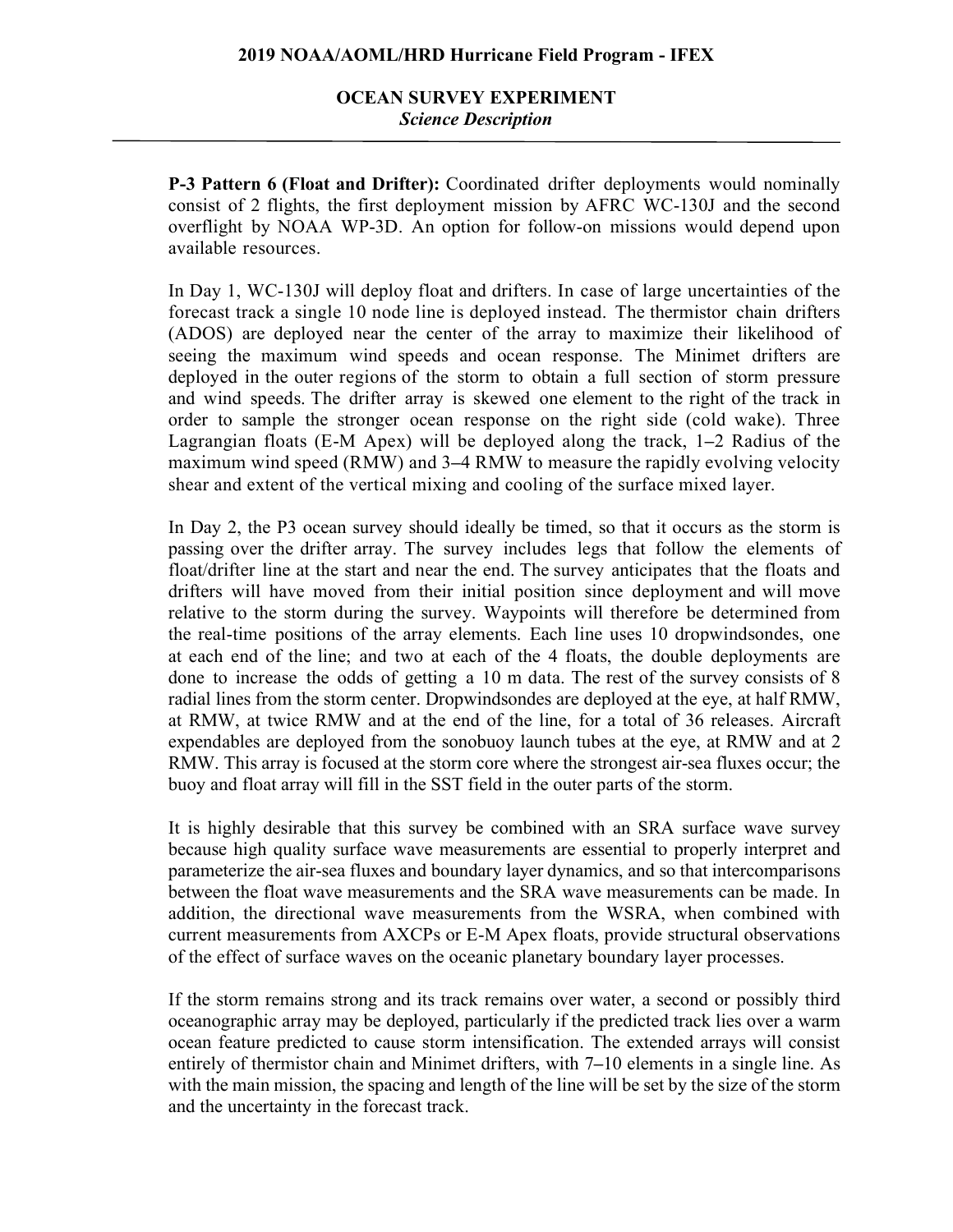**P-3 Pattern 6 (Float and Drifter):** Coordinated drifter deployments would nominally consist of 2 flights, the first deployment mission by AFRC WC-130J and the second overflight by NOAA WP-3D. An option for follow-on missions would depend upon available resources.

In Day 1, WC-130J will deploy float and drifters. In case of large uncertainties of the forecast track a single 10 node line is deployed instead. The thermistor chain drifters (ADOS) are deployed near the center of the array to maximize their likelihood of seeing the maximum wind speeds and ocean response. The Minimet drifters are deployed in the outer regions of the storm to obtain a full section of storm pressure and wind speeds. The drifter array is skewed one element to the right of the track in order to sample the stronger ocean response on the right side (cold wake). Three Lagrangian floats (E-M Apex) will be deployed along the track, 1–2 Radius of the maximum wind speed (RMW) and 3–4 RMW to measure the rapidly evolving velocity shear and extent of the vertical mixing and cooling of the surface mixed layer.

In Day 2, the P3 ocean survey should ideally be timed, so that it occurs as the storm is passing over the drifter array. The survey includes legs that follow the elements of float/drifter line at the start and near the end. The survey anticipates that the floats and drifters will have moved from their initial position since deployment and will move relative to the storm during the survey. Waypoints will therefore be determined from the real-time positions of the array elements. Each line uses 10 dropwindsondes, one at each end of the line; and two at each of the 4 floats, the double deployments are done to increase the odds of getting a 10 m data. The rest of the survey consists of 8 radial lines from the storm center. Dropwindsondes are deployed at the eye, at half RMW, at RMW, at twice RMW and at the end of the line, for a total of 36 releases. Aircraft expendables are deployed from the sonobuoy launch tubes at the eye, at RMW and at 2 RMW. This array is focused at the storm core where the strongest air-sea fluxes occur; the buoy and float array will fill in the SST field in the outer parts of the storm.

It is highly desirable that this survey be combined with an SRA surface wave survey because high quality surface wave measurements are essential to properly interpret and parameterize the air-sea fluxes and boundary layer dynamics, and so that intercomparisons between the float wave measurements and the SRA wave measurements can be made. In addition, the directional wave measurements from the WSRA, when combined with current measurements from AXCPs or E-M Apex floats, provide structural observations of the effect of surface waves on the oceanic planetary boundary layer processes.

If the storm remains strong and its track remains over water, a second or possibly third oceanographic array may be deployed, particularly if the predicted track lies over a warm ocean feature predicted to cause storm intensification. The extended arrays will consist entirely of thermistor chain and Minimet drifters, with 7–10 elements in a single line. As with the main mission, the spacing and length of the line will be set by the size of the storm and the uncertainty in the forecast track.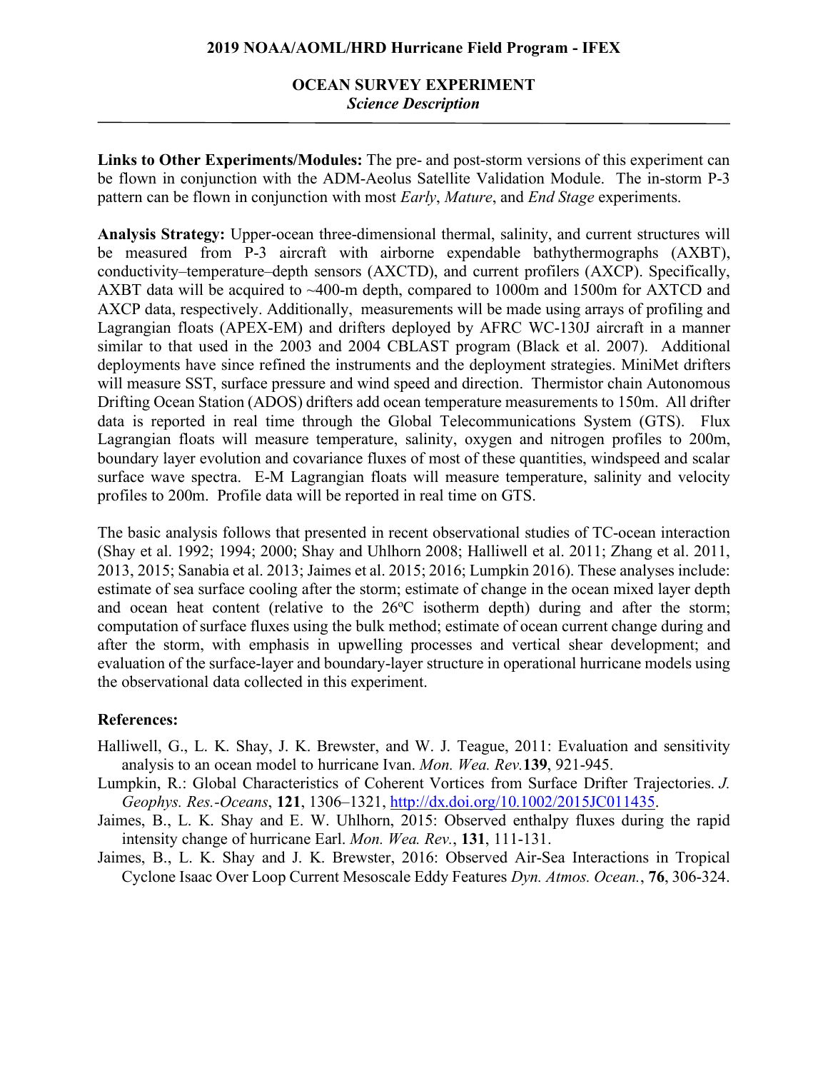## OCEAN SURVEY EXPERIMENT

*Science Description*

**Links to Other Experiments/Modules:** The pre- and post-storm versions of this experiment can be flown in conjunction with the ADM-Aeolus Satellite Validation Module. The in-storm P-3 pattern can be flown in conjunction with most *Early*, *Mature*, and *End Stage* experiments.

**Analysis Strategy:** Upper-ocean three-dimensional thermal, salinity, and current structures will be measured from P-3 aircraft with airborne expendable bathythermographs (AXBT), conductivity–temperature–depth sensors (AXCTD), and current profilers (AXCP). Specifically, AXBT data will be acquired to ~400-m depth, compared to 1000m and 1500m for AXTCD and AXCP data, respectively. Additionally, measurements will be made using arrays of profiling and Lagrangian floats (APEX-EM) and drifters deployed by AFRC WC-130J aircraft in a manner similar to that used in the 2003 and 2004 CBLAST program (Black et al. 2007). Additional deployments have since refined the instruments and the deployment strategies. MiniMet drifters will measure SST, surface pressure and wind speed and direction. Thermistor chain Autonomous Drifting Ocean Station (ADOS) drifters add ocean temperature measurements to 150m. All drifter data is reported in real time through the Global Telecommunications System (GTS). Flux Lagrangian floats will measure temperature, salinity, oxygen and nitrogen profiles to 200m, boundary layer evolution and covariance fluxes of most of these quantities, windspeed and scalar surface wave spectra. E-M Lagrangian floats will measure temperature, salinity and velocity profiles to 200m. Profile data will be reported in real time on GTS.

The basic analysis follows that presented in recent observational studies of TC-ocean interaction (Shay et al. 1992; 1994; 2000; Shay and Uhlhorn 2008; Halliwell et al. 2011; Zhang et al. 2011, 2013, 2015; Sanabia et al. 2013; Jaimes et al. 2015; 2016; Lumpkin 2016). These analyses include: estimate of sea surface cooling after the storm; estimate of change in the ocean mixed layer depth and ocean heat content (relative to the 26$^{o}$C isotherm depth) during and after the storm; computation of surface fluxes using the bulk method; estimate of ocean current change during and after the storm, with emphasis in upwelling processes and vertical shear development; and evaluation of the surface-layer and boundary-layer structure in operational hurricane models using the observational data collected in this experiment.

**References:**

Halliwell, G., L. K. Shay, J. K. Brewster, and W. J. Teague, 2011: Evaluation and sensitivity analysis to an ocean model to hurricane Ivan. *Mon. Wea. Rev.* **139**, 921-945.

Lumpkin, R.: Global Characteristics of Coherent Vortices from Surface Drifter Trajectories. *J. Geophys. Res.-Oceans*, **121**, 1306–1321, http://dx.doi.org/10.1002/2015JC011435.

Jaimes, B., L. K. Shay and E. W. Uhlhorn, 2015: Observed enthalpy fluxes during the rapid intensity change of hurricane Earl. *Mon. Wea. Rev.*, **131**, 111-131.

Jaimes, B., L. K. Shay and J. K. Brewster, 2016: Observed Air-Sea Interactions in Tropical Cyclone Isaac Over Loop Current Mesoscale Eddy Features *Dyn. Atmos. Ocean.*, **76**, 306-324.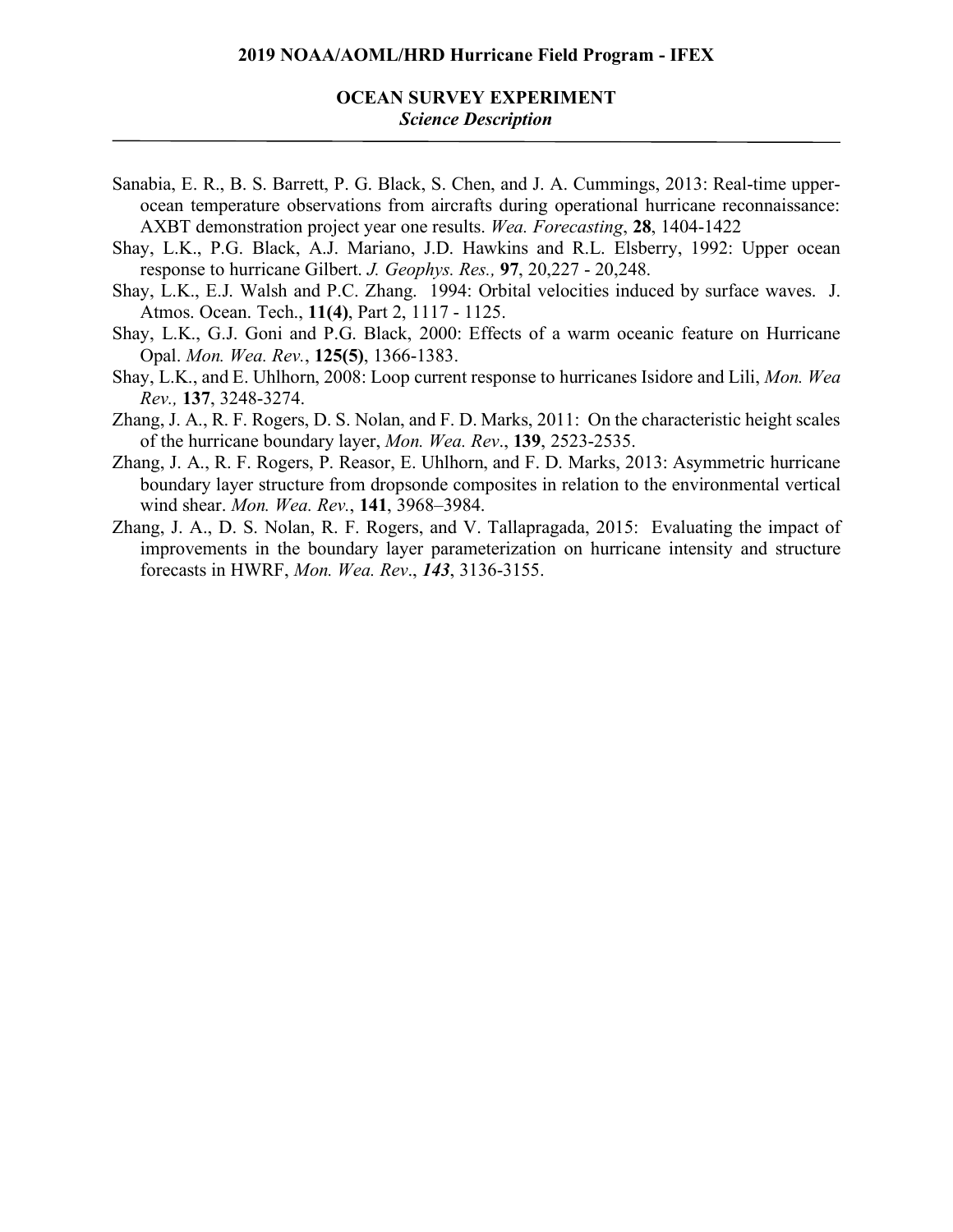Sanabia, E. R., B. S. Barrett, P. G. Black, S. Chen, and J. A. Cummings, 2013: Real-time upper-ocean temperature observations from aircrafts during operational hurricane reconnaissance: AXBT demonstration project year one results. *Wea. Forecasting*, **28**, 1404-1422

Shay, L.K., P.G. Black, A.J. Mariano, J.D. Hawkins and R.L. Elsberry, 1992: Upper ocean response to hurricane Gilbert. *J. Geophys. Res.,* **97**, 20,227 - 20,248.

Shay, L.K., E.J. Walsh and P.C. Zhang. 1994: Orbital velocities induced by surface waves. J. Atmos. Ocean. Tech., **11(4)**, Part 2, 1117 - 1125.

Shay, L.K., G.J. Goni and P.G. Black, 2000: Effects of a warm oceanic feature on Hurricane Opal. *Mon. Wea. Rev.*, **125(5)**, 1366-1383.

Shay, L.K., and E. Uhlhorn, 2008: Loop current response to hurricanes Isidore and Lili, *Mon. Wea Rev.,* **137**, 3248-3274.

Zhang, J. A., R. F. Rogers, D. S. Nolan, and F. D. Marks, 2011: On the characteristic height scales of the hurricane boundary layer, *Mon. Wea. Rev*., **139**, 2523-2535.

Zhang, J. A., R. F. Rogers, P. Reasor, E. Uhlhorn, and F. D. Marks, 2013: Asymmetric hurricane boundary layer structure from dropsonde composites in relation to the environmental vertical wind shear. *Mon. Wea. Rev.*, **141**, 3968–3984.

Zhang, J. A., D. S. Nolan, R. F. Rogers, and V. Tallapragada, 2015: Evaluating the impact of improvements in the boundary layer parameterization on hurricane intensity and structure forecasts in HWRF, *Mon. Wea. Rev*., ***143***, 3136-3155.